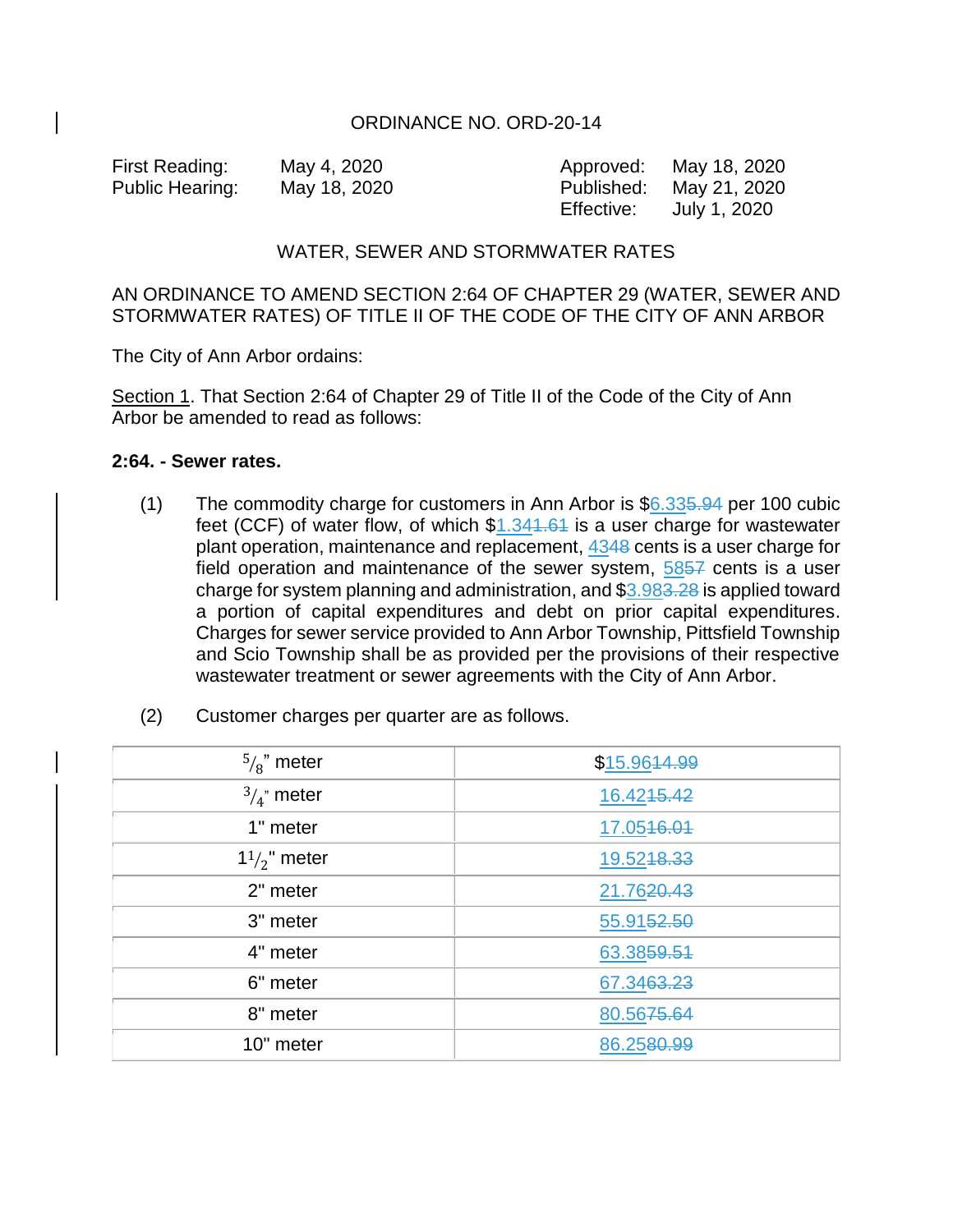ORDINANCE NO. ORD-20-14

| | | | |
|---|---|---|---|
| First Reading: | May 4, 2020 | Approved: | May 18, 2020 |
| Public Hearing: | May 18, 2020 | Published: | May 21, 2020 |
| | | Effective: | July 1, 2020 |

WATER, SEWER AND STORMWATER RATES

AN ORDINANCE TO AMEND SECTION 2:64 OF CHAPTER 29 (WATER, SEWER AND STORMWATER RATES) OF TITLE II OF THE CODE OF THE CITY OF ANN ARBOR

The City of Ann Arbor ordains:

Section 1. That Section 2:64 of Chapter 29 of Title II of the Code of the City of Ann Arbor be amended to read as follows:

**2:64. - Sewer rates.**

(1) The commodity charge for customers in Ann Arbor is $6.33~~5.94~~ per 100 cubic feet (CCF) of water flow, of which $1.34~~1.61~~ is a user charge for wastewater plant operation, maintenance and replacement, 43~~48~~ cents is a user charge for field operation and maintenance of the sewer system, 58~~57~~ cents is a user charge for system planning and administration, and $3.98~~3.28~~ is applied toward a portion of capital expenditures and debt on prior capital expenditures. Charges for sewer service provided to Ann Arbor Township, Pittsfield Township and Scio Township shall be as provided per the provisions of their respective wastewater treatment or sewer agreements with the City of Ann Arbor.

(2) Customer charges per quarter are as follows.

| Meter | Charge |
|---|---|
| $^5/_8$” meter | $15.96~~14.99~~ |
| $^3/_4$” meter | 16.42~~15.42~~ |
| 1" meter | 17.05~~16.01~~ |
| $1^1/_2$" meter | 19.52~~18.33~~ |
| 2" meter | 21.76~~20.43~~ |
| 3" meter | 55.91~~52.50~~ |
| 4" meter | 63.38~~59.51~~ |
| 6" meter | 67.34~~63.23~~ |
| 8" meter | 80.56~~75.64~~ |
| 10" meter | 86.25~~80.99~~ |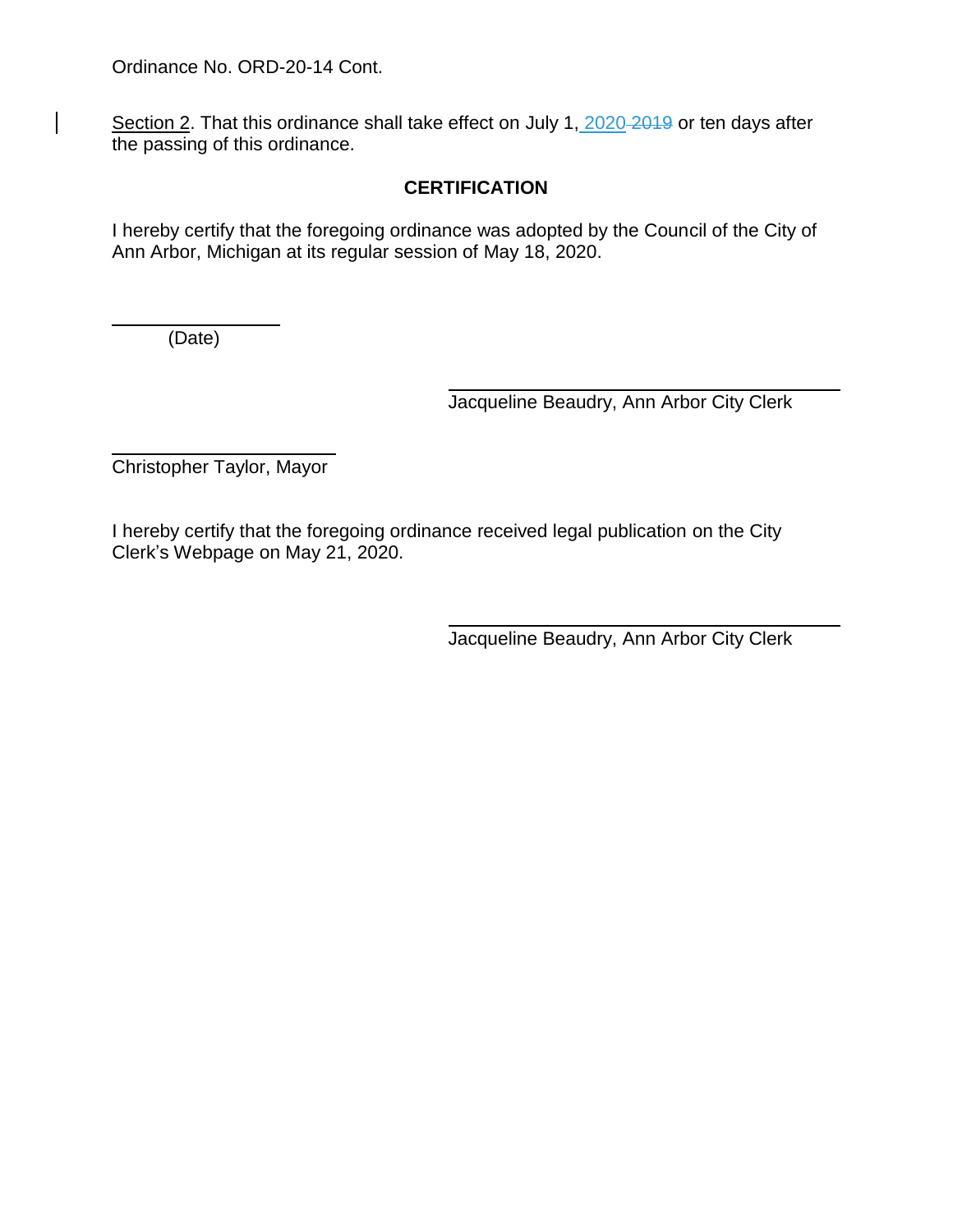Ordinance No. ORD-20-14 Cont.

Section 2. That this ordinance shall take effect on July 1, 2020 ~~2019~~ or ten days after the passing of this ordinance.

**CERTIFICATION**

I hereby certify that the foregoing ordinance was adopted by the Council of the City of Ann Arbor, Michigan at its regular session of May 18, 2020.

\_\_\_\_\_\_\_\_\_\_\_\_\_\_\_\_\_\_\_\_
(Date)

\_\_\_\_\_\_\_\_\_\_\_\_\_\_\_\_\_\_\_\_\_\_\_\_\_\_\_\_\_\_\_\_\_\_\_\_\_\_\_\_
Jacqueline Beaudry, Ann Arbor City Clerk

\_\_\_\_\_\_\_\_\_\_\_\_\_\_\_\_\_\_\_\_\_\_\_\_\_\_
Christopher Taylor, Mayor

I hereby certify that the foregoing ordinance received legal publication on the City Clerk's Webpage on May 21, 2020.

\_\_\_\_\_\_\_\_\_\_\_\_\_\_\_\_\_\_\_\_\_\_\_\_\_\_\_\_\_\_\_\_\_\_\_\_\_\_\_\_
Jacqueline Beaudry, Ann Arbor City Clerk